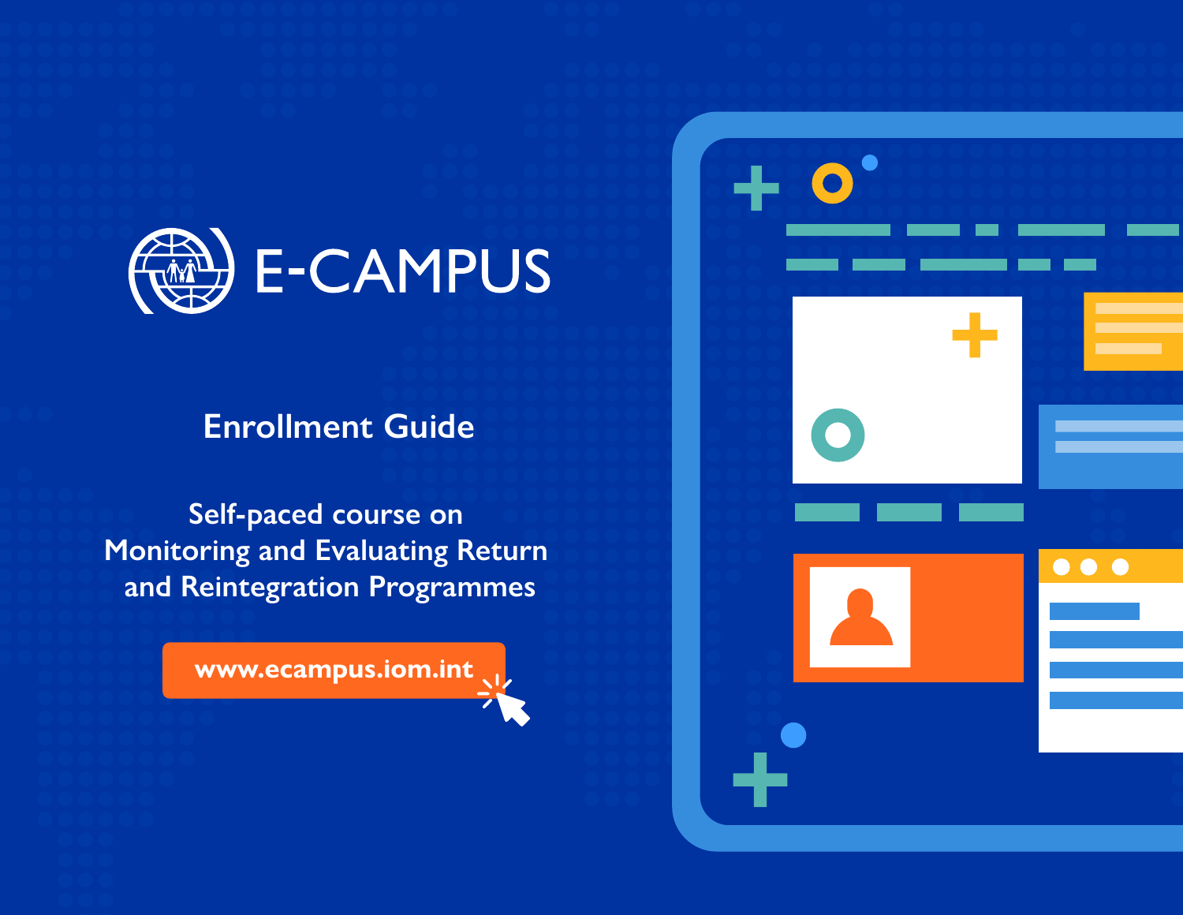# E-CAMPUS

## Enrollment Guide

### Self-paced course on Monitoring and Evaluating Return and Reintegration Programmes

www.ecampus.iom.int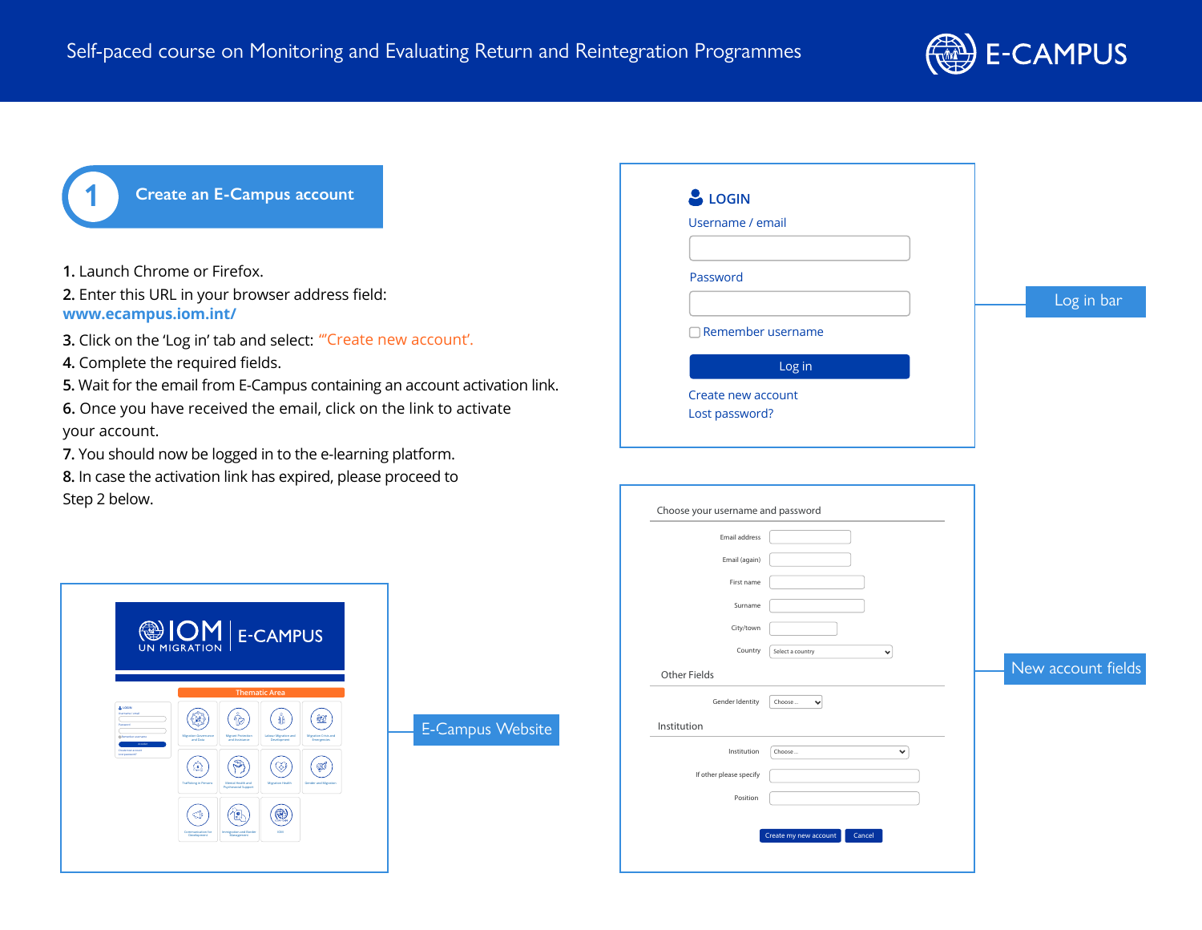Self-paced course on Monitoring and Evaluating Return and Reintegration Programmes

## 1 Create an E-Campus account

1. Launch Chrome or Firefox.
2. Enter this URL in your browser address field: **www.ecampus.iom.int/**
3. Click on the 'Log in' tab and select: "'Create new account'.
4. Complete the required fields.
5. Wait for the email from E-Campus containing an account activation link.
6. Once you have received the email, click on the link to activate your account.
7. You should now be logged in to the e-learning platform.
8. In case the activation link has expired, please proceed to Step 2 below.

**LOGIN**

Username / email

Password

Remember username

Log in

Create new account

Lost password?

Log in bar

E-Campus Website

Choose your username and password

Email address

Email (again)

First name

Surname

City/town

Country: Select a country

Other Fields

Gender Identity: Choose ...

Institution

Institution: Choose ...

If other please specify

Position

Create my new account | Cancel

New account fields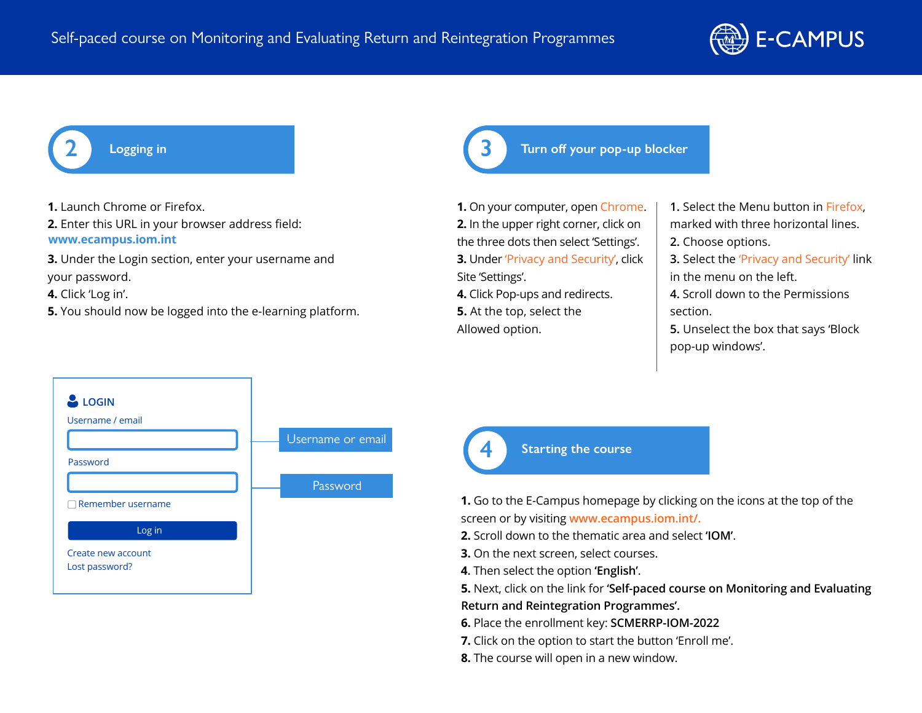## 2 Logging in

**1.** Launch Chrome or Firefox.
**2.** Enter this URL in your browser address field: **www.ecampus.iom.int**
**3.** Under the Login section, enter your username and your password.
**4.** Click 'Log in'.
**5.** You should now be logged into the e-learning platform.

LOGIN
Username / email — Username or email
Password — Password
Remember username
Log in
Create new account
Lost password?

## 3 Turn off your pop-up blocker

**1.** On your computer, open Chrome.
**2.** In the upper right corner, click on the three dots then select 'Settings'.
**3.** Under 'Privacy and Security', click Site 'Settings'.
**4.** Click Pop-ups and redirects.
**5.** At the top, select the Allowed option.

**1.** Select the Menu button in Firefox, marked with three horizontal lines.
**2.** Choose options.
**3.** Select the 'Privacy and Security' link in the menu on the left.
**4.** Scroll down to the Permissions section.
**5.** Unselect the box that says 'Block pop-up windows'.

## 4 Starting the course

**1.** Go to the E-Campus homepage by clicking on the icons at the top of the screen or by visiting www.ecampus.iom.int/.
**2.** Scroll down to the thematic area and select **'IOM'**.
**3.** On the next screen, select courses.
**4.** Then select the option **'English'**.
**5.** Next, click on the link for **'Self-paced course on Monitoring and Evaluating Return and Reintegration Programmes'.**
**6.** Place the enrollment key: **SCMERRP-IOM-2022**
**7.** Click on the option to start the button 'Enroll me'.
**8.** The course will open in a new window.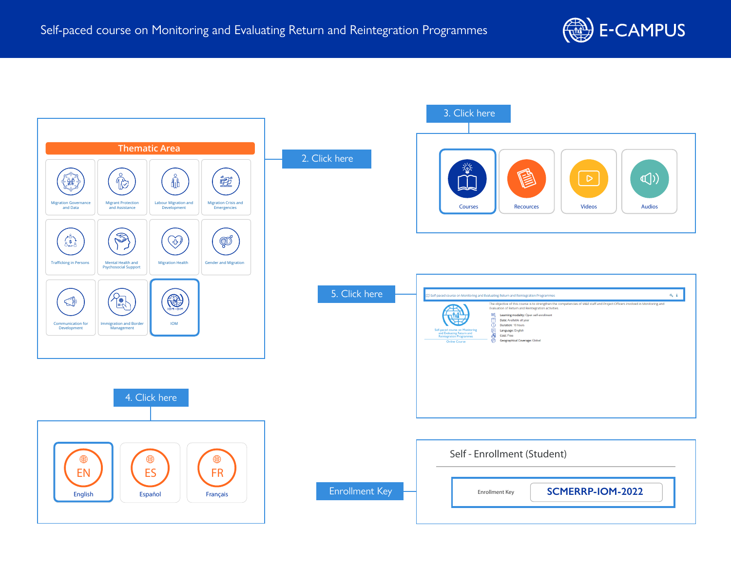# Self-paced course on Monitoring and Evaluating Return and Reintegration Programmes

E-CAMPUS

## Thematic Area

- Migration Governance and Data
- Migrant Protection and Assistance
- Labour Migration and Development
- Migration Crisis and Emergencies
- Trafficking in Persons
- Mental Health and Psychosocial Support
- Migration Health
- Gender and Migration
- Communication for Development
- Immigration and Border Management
- IOM

2. Click here

3. Click here

- Courses
- Recources
- Videos
- Audios

4. Click here

- EN English
- ES Español
- FR Français

5. Click here

Self-paced course on Monitoring and Evaluating Return and Reintegration Programmes

The objective of this course is to strengthen the competencies of M&E staff and Project Officers involved in Monitoring and Evaluation of Return and Reintegration activities.

Self-paced course on Monitoring and Evaluating Return and Reintegration Programmes

Online Course

- Learning modality: Open self-enrollment
- Date: Available all year
- Duration: 10 hours
- Language: English
- Cost: Free
- Geographical Coverage: Global

Enrollment Key

Self - Enrollment (Student)

Enrollment Key **SCMERRP-IOM-2022**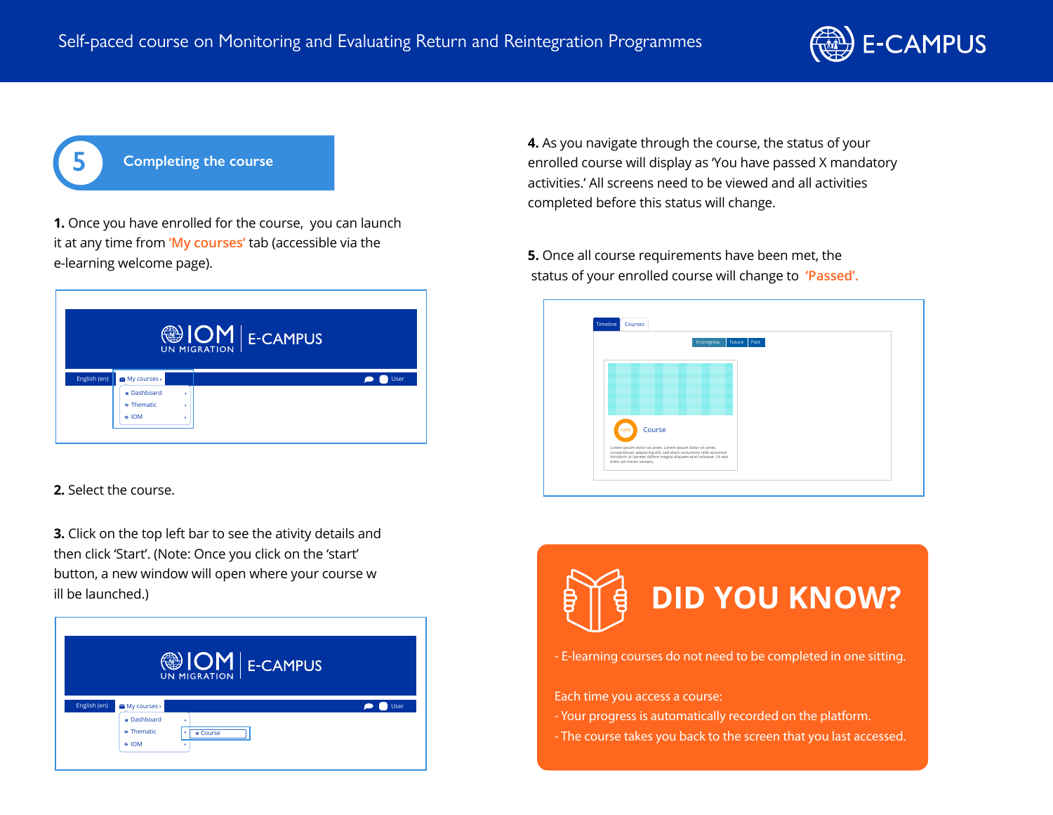## 5 Completing the course

**1.** Once you have enrolled for the course, you can launch it at any time from 'My courses' tab (accessible via the e-learning welcome page).

**2.** Select the course.

**3.** Click on the top left bar to see the ativity details and then click 'Start'. (Note: Once you click on the 'start' button, a new window will open where your course w ill be launched.)

**4.** As you navigate through the course, the status of your enrolled course will display as 'You have passed X mandatory activities.' All screens need to be viewed and all activities completed before this status will change.

**5.** Once all course requirements have been met, the status of your enrolled course will change to 'Passed'.

## DID YOU KNOW?

- E-learning courses do not need to be completed in one sitting.

Each time you access a course:

- Your progress is automatically recorded on the platform.
- The course takes you back to the screen that you last accessed.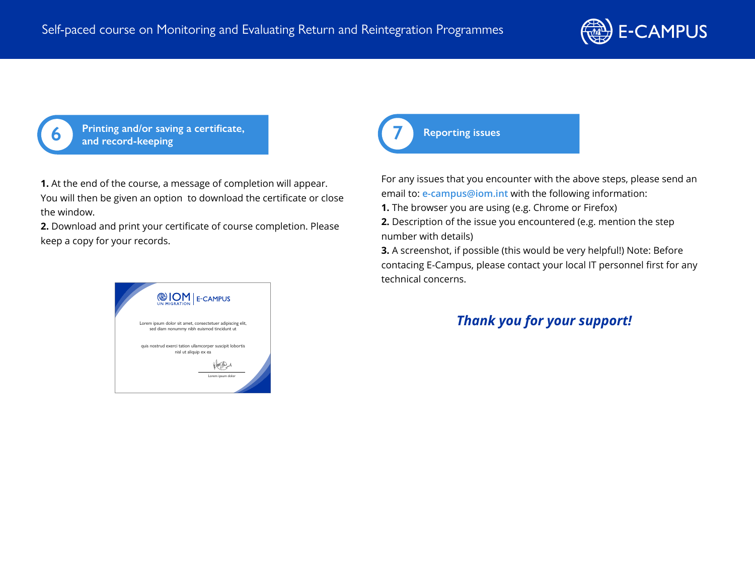## 6 Printing and/or saving a certificate, and record-keeping

**1.** At the end of the course, a message of completion will appear. You will then be given an option to download the certificate or close the window.
**2.** Download and print your certificate of course completion. Please keep a copy for your records.

## 7 Reporting issues

For any issues that you encounter with the above steps, please send an email to: e-campus@iom.int with the following information:
**1.** The browser you are using (e.g. Chrome or Firefox)
**2.** Description of the issue you encountered (e.g. mention the step number with details)
**3.** A screenshot, if possible (this would be very helpful!) Note: Before contacing E-Campus, please contact your local IT personnel first for any technical concerns.

***Thank you for your support!***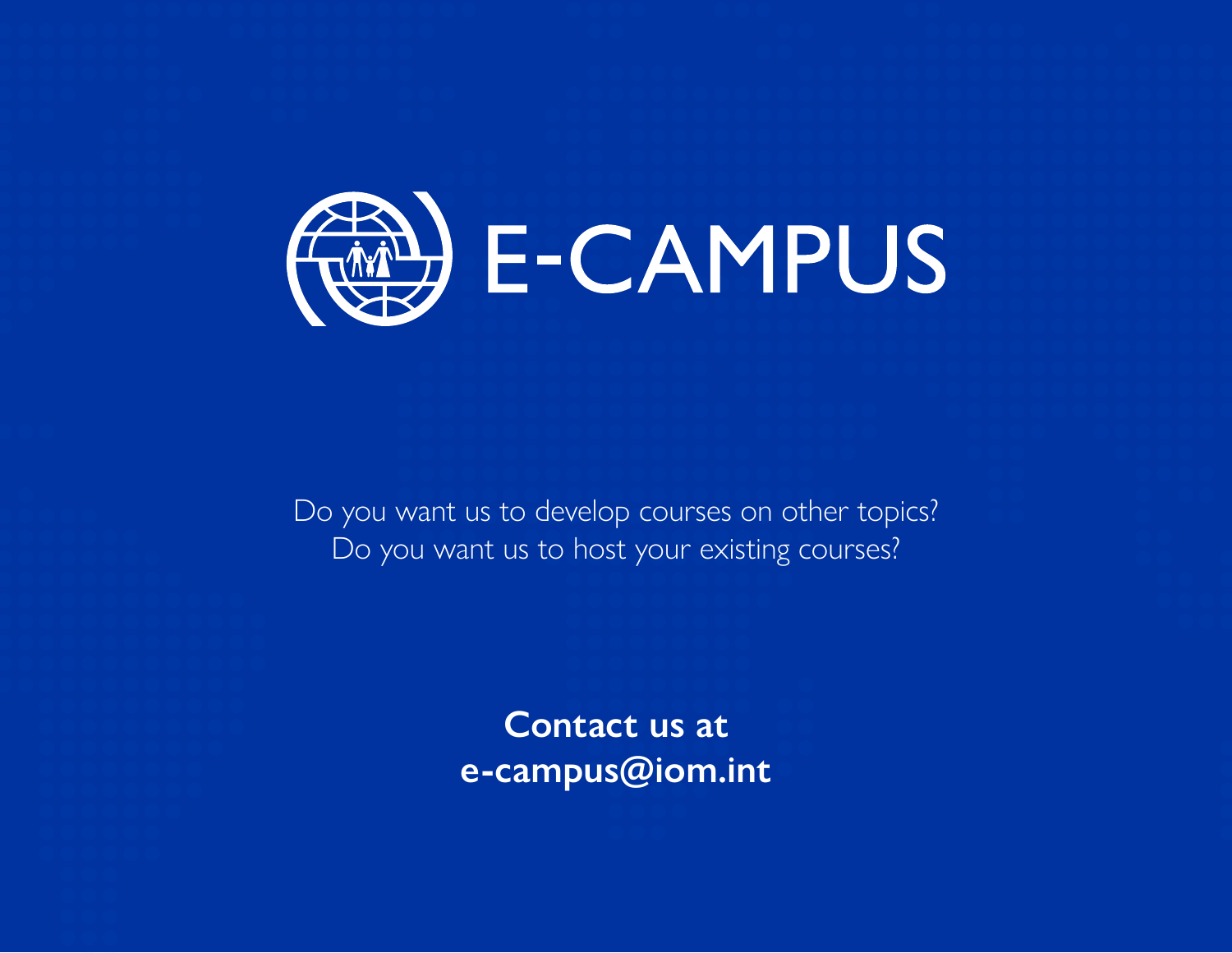# E-CAMPUS

Do you want us to develop courses on other topics?
Do you want us to host your existing courses?

**Contact us at**
**e-campus@iom.int**